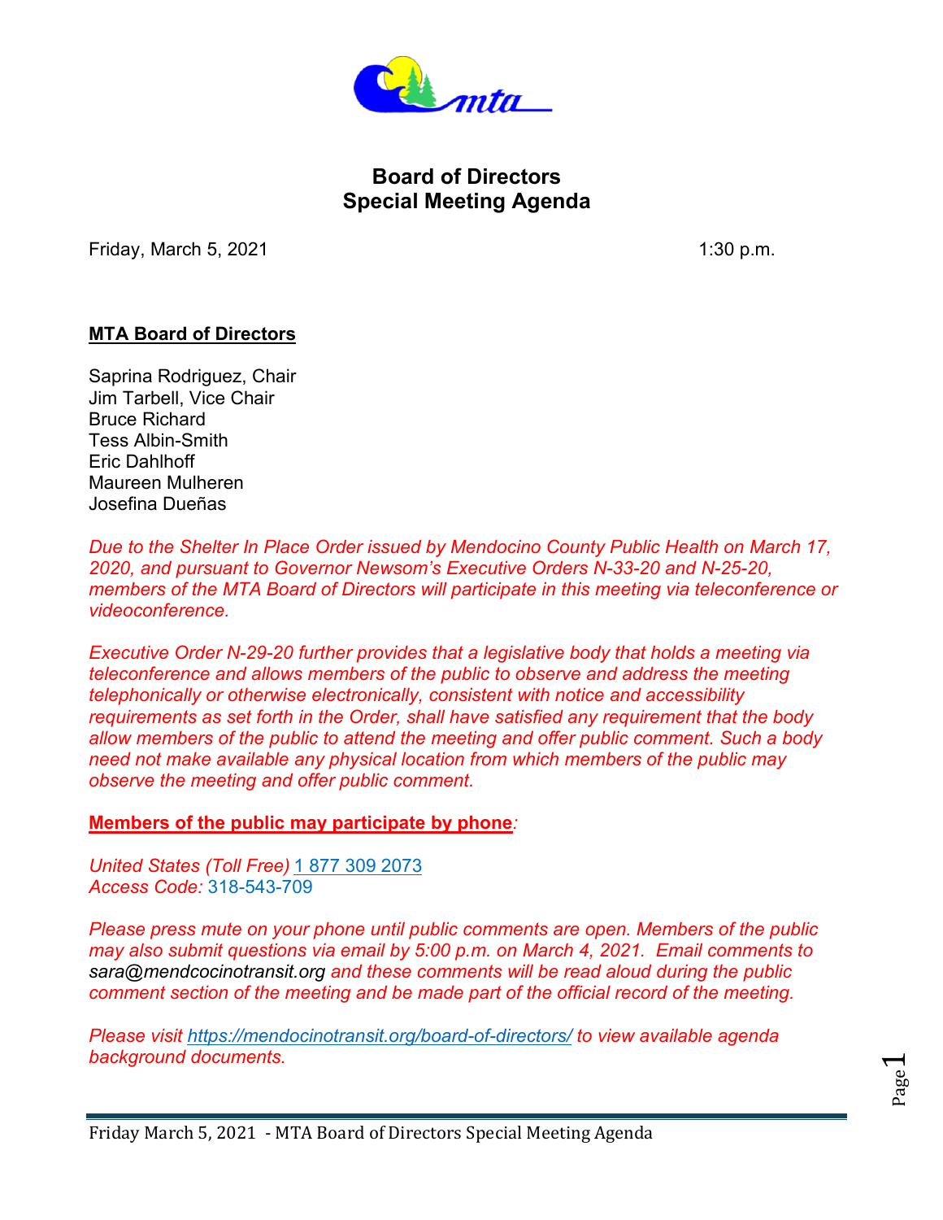# Board of Directors
# Special Meeting Agenda

Friday, March 5, 2021 1:30 p.m.

**MTA Board of Directors**

Saprina Rodriguez, Chair
Jim Tarbell, Vice Chair
Bruce Richard
Tess Albin-Smith
Eric Dahlhoff
Maureen Mulheren
Josefina Dueñas

*Due to the Shelter In Place Order issued by Mendocino County Public Health on March 17, 2020, and pursuant to Governor Newsom's Executive Orders N-33-20 and N-25-20, members of the MTA Board of Directors will participate in this meeting via teleconference or videoconference.*

*Executive Order N-29-20 further provides that a legislative body that holds a meeting via teleconference and allows members of the public to observe and address the meeting telephonically or otherwise electronically, consistent with notice and accessibility requirements as set forth in the Order, shall have satisfied any requirement that the body allow members of the public to attend the meeting and offer public comment. Such a body need not make available any physical location from which members of the public may observe the meeting and offer public comment.*

**Members of the public may participate by phone**:

*United States (Toll Free)* 1 877 309 2073
*Access Code:* 318-543-709

*Please press mute on your phone until public comments are open. Members of the public may also submit questions via email by 5:00 p.m. on March 4, 2021. Email comments to sara@mendcocinotransit.org and these comments will be read aloud during the public comment section of the meeting and be made part of the official record of the meeting.*

*Please visit https://mendocinotransit.org/board-of-directors/ to view available agenda background documents.*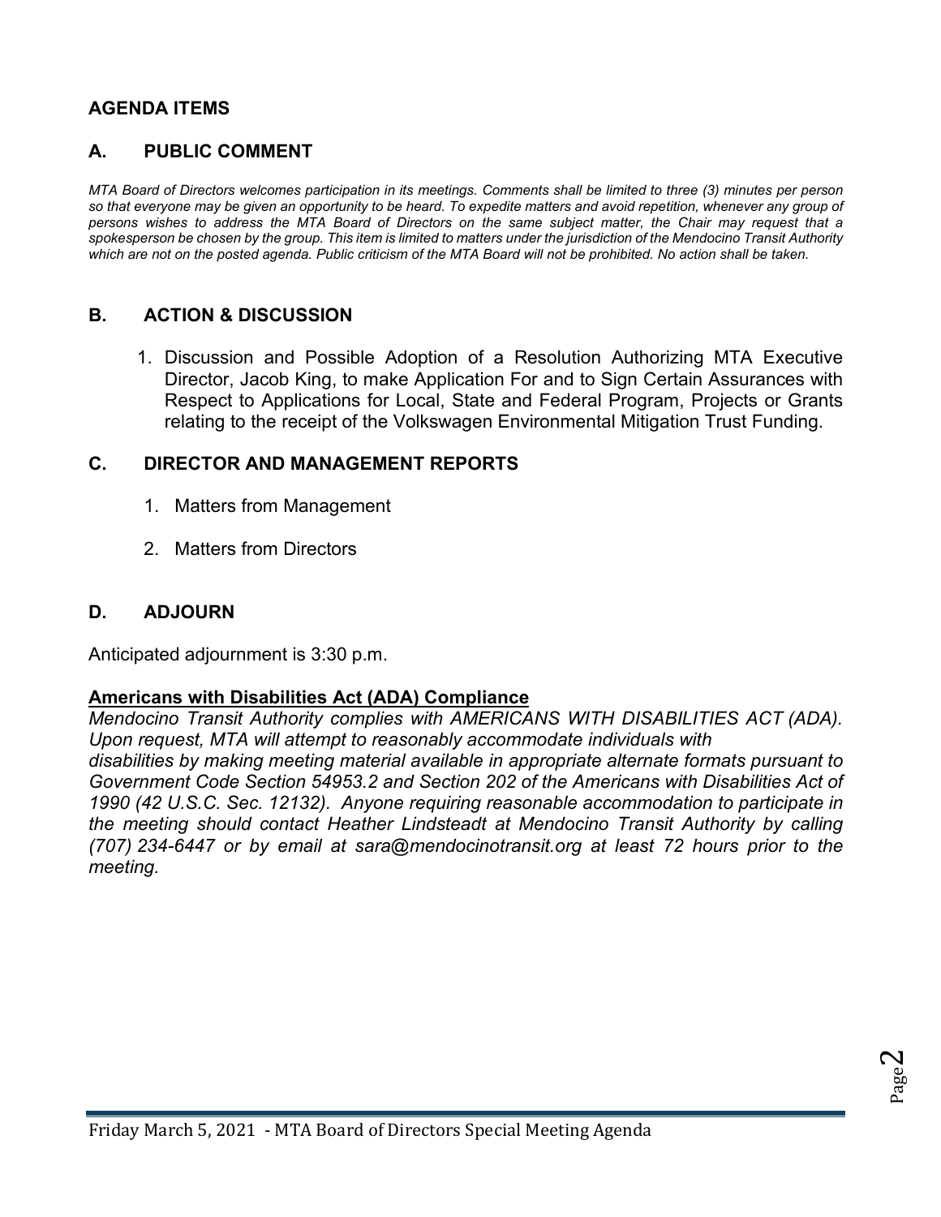## AGENDA ITEMS

### A. PUBLIC COMMENT

*MTA Board of Directors welcomes participation in its meetings. Comments shall be limited to three (3) minutes per person so that everyone may be given an opportunity to be heard. To expedite matters and avoid repetition, whenever any group of persons wishes to address the MTA Board of Directors on the same subject matter, the Chair may request that a spokesperson be chosen by the group. This item is limited to matters under the jurisdiction of the Mendocino Transit Authority which are not on the posted agenda. Public criticism of the MTA Board will not be prohibited. No action shall be taken.*

### B. ACTION & DISCUSSION

1. Discussion and Possible Adoption of a Resolution Authorizing MTA Executive Director, Jacob King, to make Application For and to Sign Certain Assurances with Respect to Applications for Local, State and Federal Program, Projects or Grants relating to the receipt of the Volkswagen Environmental Mitigation Trust Funding.

### C. DIRECTOR AND MANAGEMENT REPORTS

1. Matters from Management
2. Matters from Directors

### D. ADJOURN

Anticipated adjournment is 3:30 p.m.

**Americans with Disabilities Act (ADA) Compliance**

*Mendocino Transit Authority complies with AMERICANS WITH DISABILITIES ACT (ADA). Upon request, MTA will attempt to reasonably accommodate individuals with disabilities by making meeting material available in appropriate alternate formats pursuant to Government Code Section 54953.2 and Section 202 of the Americans with Disabilities Act of 1990 (42 U.S.C. Sec. 12132). Anyone requiring reasonable accommodation to participate in the meeting should contact Heather Lindsteadt at Mendocino Transit Authority by calling (707) 234-6447 or by email at sara@mendocinotransit.org at least 72 hours prior to the meeting.*